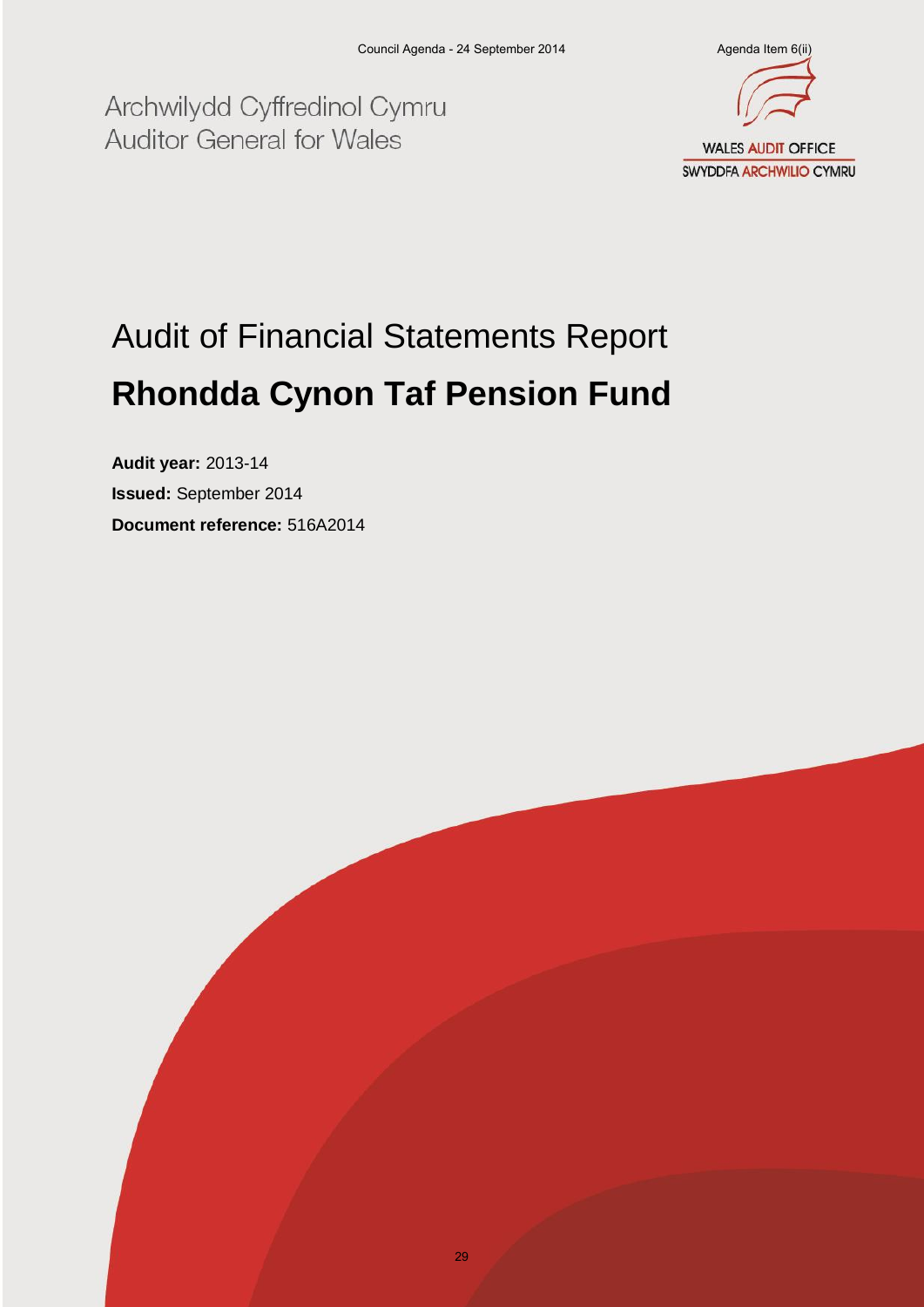Archwilydd Cyffredinol Cymru
Auditor General for Wales

WALES AUDIT OFFICE
SWYDDFA ARCHWILIO CYMRU

# Audit of Financial Statements Report

# **Rhondda Cynon Taf Pension Fund**

**Audit year:** 2013-14

**Issued:** September 2014

**Document reference:** 516A2014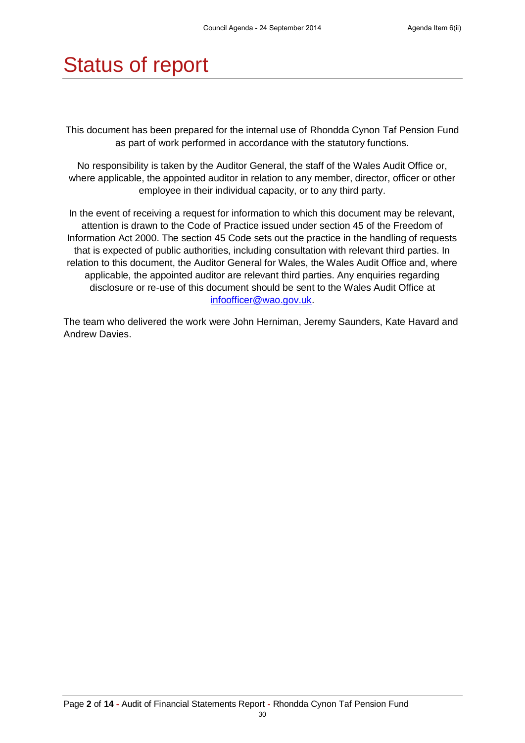# Status of report

This document has been prepared for the internal use of Rhondda Cynon Taf Pension Fund as part of work performed in accordance with the statutory functions.

No responsibility is taken by the Auditor General, the staff of the Wales Audit Office or, where applicable, the appointed auditor in relation to any member, director, officer or other employee in their individual capacity, or to any third party.

In the event of receiving a request for information to which this document may be relevant, attention is drawn to the Code of Practice issued under section 45 of the Freedom of Information Act 2000. The section 45 Code sets out the practice in the handling of requests that is expected of public authorities, including consultation with relevant third parties. In relation to this document, the Auditor General for Wales, the Wales Audit Office and, where applicable, the appointed auditor are relevant third parties. Any enquiries regarding disclosure or re-use of this document should be sent to the Wales Audit Office at infoofficer@wao.gov.uk.

The team who delivered the work were John Herniman, Jeremy Saunders, Kate Havard and Andrew Davies.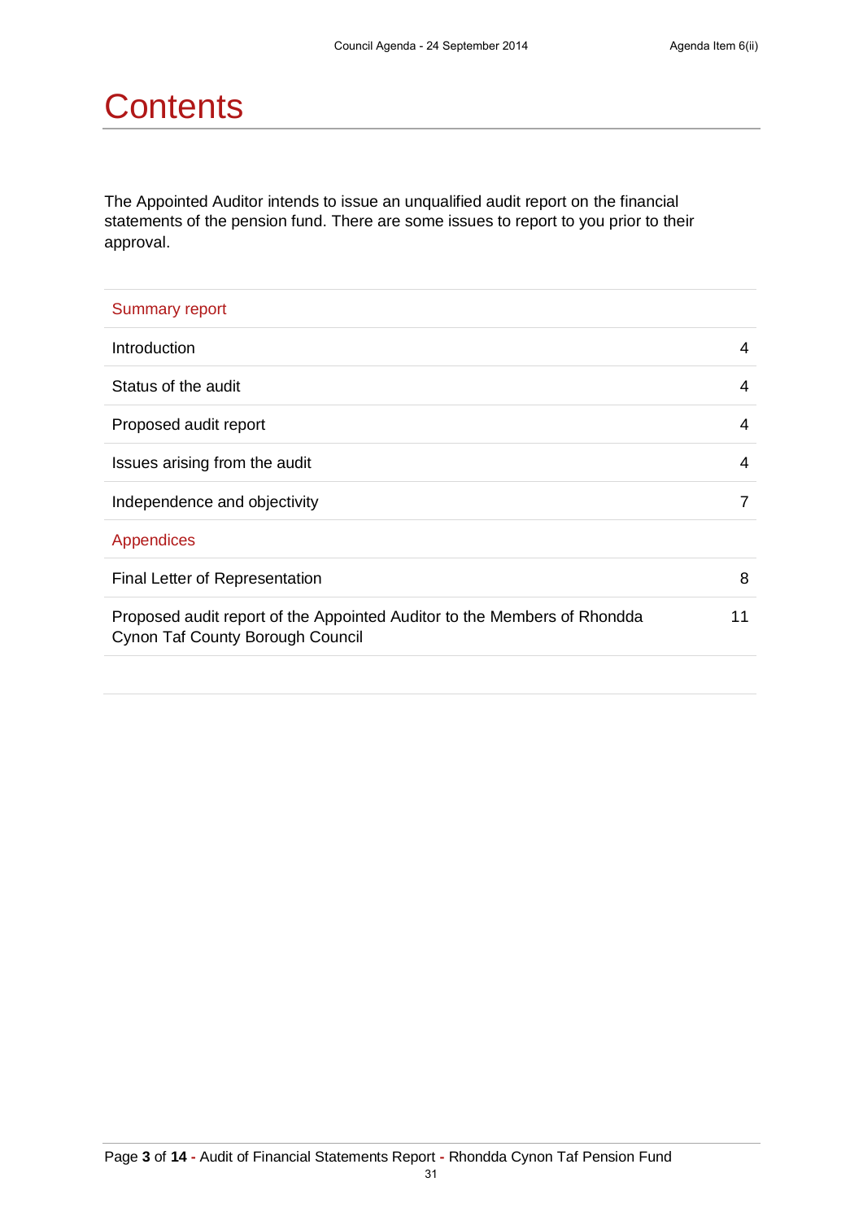# Contents

The Appointed Auditor intends to issue an unqualified audit report on the financial statements of the pension fund. There are some issues to report to you prior to their approval.

| Summary report | |
|---|---|
| Introduction | 4 |
| Status of the audit | 4 |
| Proposed audit report | 4 |
| Issues arising from the audit | 4 |
| Independence and objectivity | 7 |
| **Appendices** | |
| Final Letter of Representation | 8 |
| Proposed audit report of the Appointed Auditor to the Members of Rhondda Cynon Taf County Borough Council | 11 |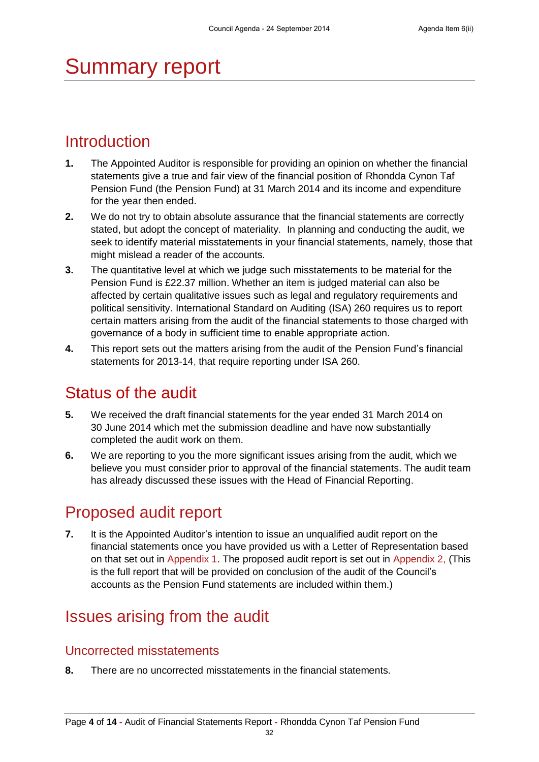# Summary report

## Introduction

1. The Appointed Auditor is responsible for providing an opinion on whether the financial statements give a true and fair view of the financial position of Rhondda Cynon Taf Pension Fund (the Pension Fund) at 31 March 2014 and its income and expenditure for the year then ended.
2. We do not try to obtain absolute assurance that the financial statements are correctly stated, but adopt the concept of materiality. In planning and conducting the audit, we seek to identify material misstatements in your financial statements, namely, those that might mislead a reader of the accounts.
3. The quantitative level at which we judge such misstatements to be material for the Pension Fund is £22.37 million. Whether an item is judged material can also be affected by certain qualitative issues such as legal and regulatory requirements and political sensitivity. International Standard on Auditing (ISA) 260 requires us to report certain matters arising from the audit of the financial statements to those charged with governance of a body in sufficient time to enable appropriate action.
4. This report sets out the matters arising from the audit of the Pension Fund's financial statements for 2013-14, that require reporting under ISA 260.

## Status of the audit

5. We received the draft financial statements for the year ended 31 March 2014 on 30 June 2014 which met the submission deadline and have now substantially completed the audit work on them.
6. We are reporting to you the more significant issues arising from the audit, which we believe you must consider prior to approval of the financial statements. The audit team has already discussed these issues with the Head of Financial Reporting.

## Proposed audit report

7. It is the Appointed Auditor's intention to issue an unqualified audit report on the financial statements once you have provided us with a Letter of Representation based on that set out in Appendix 1. The proposed audit report is set out in Appendix 2, (This is the full report that will be provided on conclusion of the audit of the Council's accounts as the Pension Fund statements are included within them.)

## Issues arising from the audit

### Uncorrected misstatements

8. There are no uncorrected misstatements in the financial statements.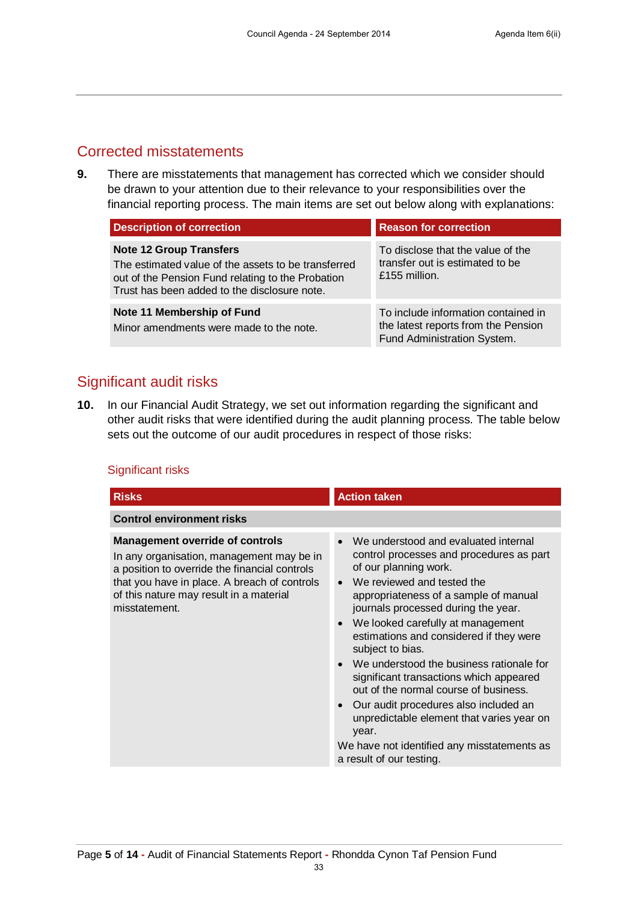## Corrected misstatements

**9.** There are misstatements that management has corrected which we consider should be drawn to your attention due to their relevance to your responsibilities over the financial reporting process. The main items are set out below along with explanations:

| Description of correction | Reason for correction |
|---|---|
| **Note 12 Group Transfers**<br>The estimated value of the assets to be transferred out of the Pension Fund relating to the Probation Trust has been added to the disclosure note. | To disclose that the value of the transfer out is estimated to be £155 million. |
| **Note 11 Membership of Fund**<br>Minor amendments were made to the note. | To include information contained in the latest reports from the Pension Fund Administration System. |

## Significant audit risks

**10.** In our Financial Audit Strategy, we set out information regarding the significant and other audit risks that were identified during the audit planning process. The table below sets out the outcome of our audit procedures in respect of those risks:

### Significant risks

| Risks | Action taken |
|---|---|
| **Control environment risks** | |
| **Management override of controls**<br>In any organisation, management may be in a position to override the financial controls that you have in place. A breach of controls of this nature may result in a material misstatement. | • We understood and evaluated internal control processes and procedures as part of our planning work.<br>• We reviewed and tested the appropriateness of a sample of manual journals processed during the year.<br>• We looked carefully at management estimations and considered if they were subject to bias.<br>• We understood the business rationale for significant transactions which appeared out of the normal course of business.<br>• Our audit procedures also included an unpredictable element that varies year on year.<br>We have not identified any misstatements as a result of our testing. |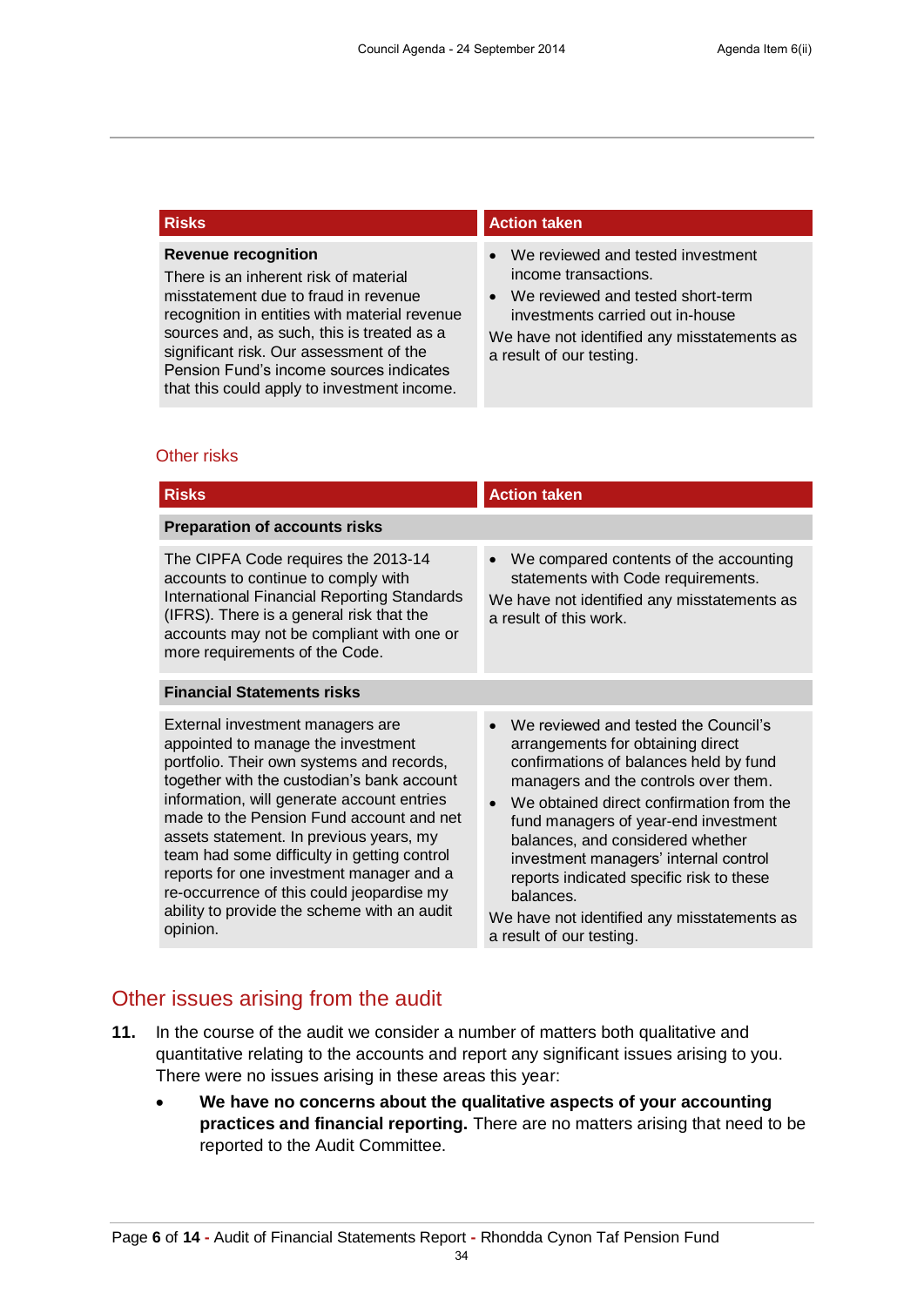| Risks | Action taken |
| --- | --- |
| **Revenue recognition**<br>There is an inherent risk of material misstatement due to fraud in revenue recognition in entities with material revenue sources and, as such, this is treated as a significant risk. Our assessment of the Pension Fund's income sources indicates that this could apply to investment income. | • We reviewed and tested investment income transactions.<br>• We reviewed and tested short-term investments carried out in-house<br>We have not identified any misstatements as a result of our testing. |

### Other risks

| Risks | Action taken |
| --- | --- |
| **Preparation of accounts risks** | |
| The CIPFA Code requires the 2013-14 accounts to continue to comply with International Financial Reporting Standards (IFRS). There is a general risk that the accounts may not be compliant with one or more requirements of the Code. | • We compared contents of the accounting statements with Code requirements.<br>We have not identified any misstatements as a result of this work. |
| **Financial Statements risks** | |
| External investment managers are appointed to manage the investment portfolio. Their own systems and records, together with the custodian's bank account information, will generate account entries made to the Pension Fund account and net assets statement. In previous years, my team had some difficulty in getting control reports for one investment manager and a re-occurrence of this could jeopardise my ability to provide the scheme with an audit opinion. | • We reviewed and tested the Council's arrangements for obtaining direct confirmations of balances held by fund managers and the controls over them.<br>• We obtained direct confirmation from the fund managers of year-end investment balances, and considered whether investment managers' internal control reports indicated specific risk to these balances.<br>We have not identified any misstatements as a result of our testing. |

## Other issues arising from the audit

**11.** In the course of the audit we consider a number of matters both qualitative and quantitative relating to the accounts and report any significant issues arising to you. There were no issues arising in these areas this year:

- **We have no concerns about the qualitative aspects of your accounting practices and financial reporting.** There are no matters arising that need to be reported to the Audit Committee.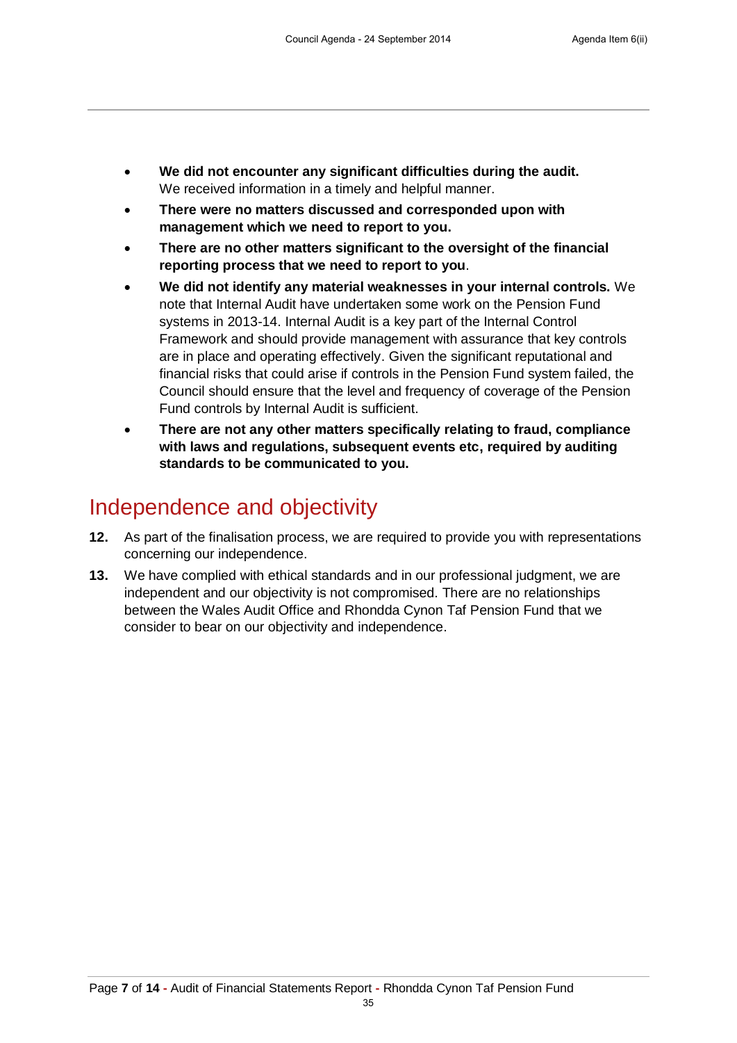- **We did not encounter any significant difficulties during the audit.** We received information in a timely and helpful manner.
- **There were no matters discussed and corresponded upon with management which we need to report to you.**
- **There are no other matters significant to the oversight of the financial reporting process that we need to report to you**.
- **We did not identify any material weaknesses in your internal controls.** We note that Internal Audit have undertaken some work on the Pension Fund systems in 2013-14. Internal Audit is a key part of the Internal Control Framework and should provide management with assurance that key controls are in place and operating effectively. Given the significant reputational and financial risks that could arise if controls in the Pension Fund system failed, the Council should ensure that the level and frequency of coverage of the Pension Fund controls by Internal Audit is sufficient.
- **There are not any other matters specifically relating to fraud, compliance with laws and regulations, subsequent events etc, required by auditing standards to be communicated to you.**

# Independence and objectivity

**12.** As part of the finalisation process, we are required to provide you with representations concerning our independence.

**13.** We have complied with ethical standards and in our professional judgment, we are independent and our objectivity is not compromised. There are no relationships between the Wales Audit Office and Rhondda Cynon Taf Pension Fund that we consider to bear on our objectivity and independence.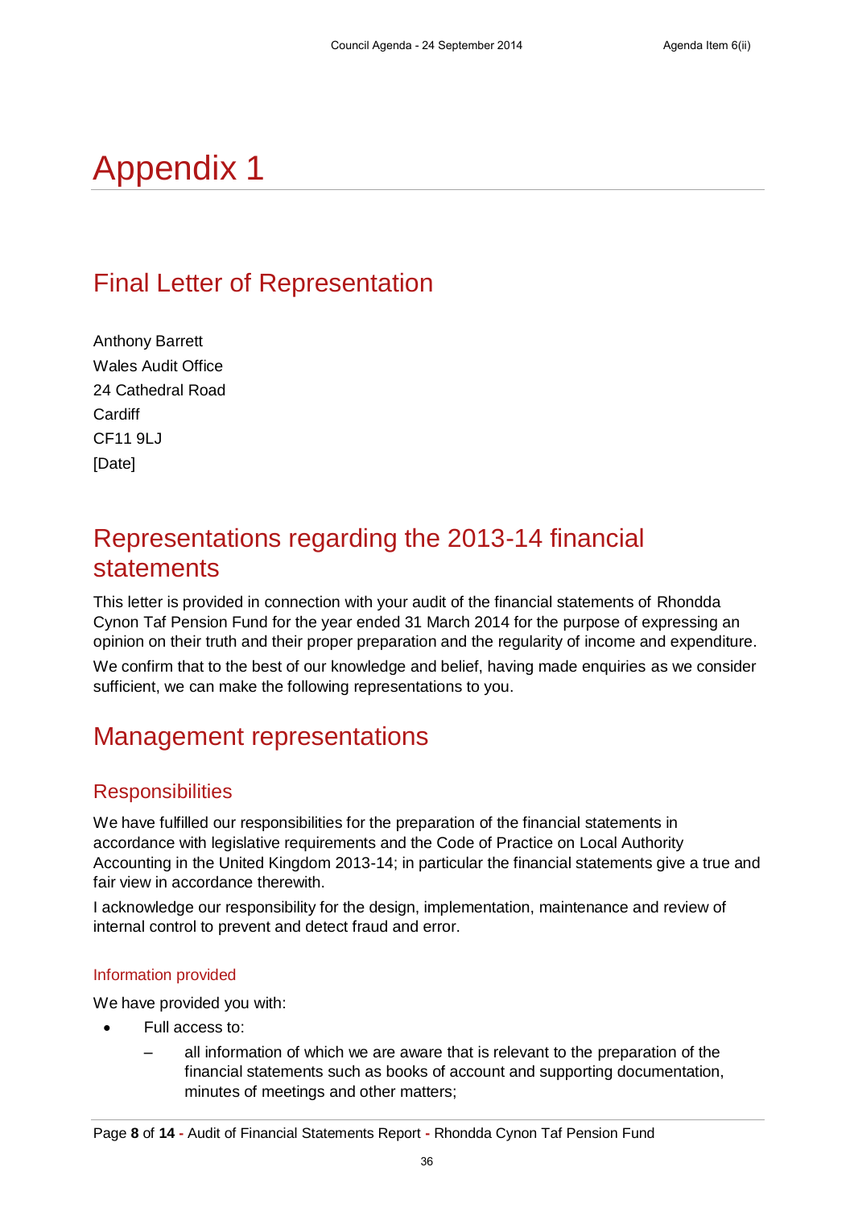# Appendix 1

## Final Letter of Representation

Anthony Barrett
Wales Audit Office
24 Cathedral Road
Cardiff
CF11 9LJ
[Date]

## Representations regarding the 2013-14 financial statements

This letter is provided in connection with your audit of the financial statements of Rhondda Cynon Taf Pension Fund for the year ended 31 March 2014 for the purpose of expressing an opinion on their truth and their proper preparation and the regularity of income and expenditure.

We confirm that to the best of our knowledge and belief, having made enquiries as we consider sufficient, we can make the following representations to you.

## Management representations

### Responsibilities

We have fulfilled our responsibilities for the preparation of the financial statements in accordance with legislative requirements and the Code of Practice on Local Authority Accounting in the United Kingdom 2013-14; in particular the financial statements give a true and fair view in accordance therewith.

I acknowledge our responsibility for the design, implementation, maintenance and review of internal control to prevent and detect fraud and error.

#### Information provided

We have provided you with:

- Full access to:
  - all information of which we are aware that is relevant to the preparation of the financial statements such as books of account and supporting documentation, minutes of meetings and other matters;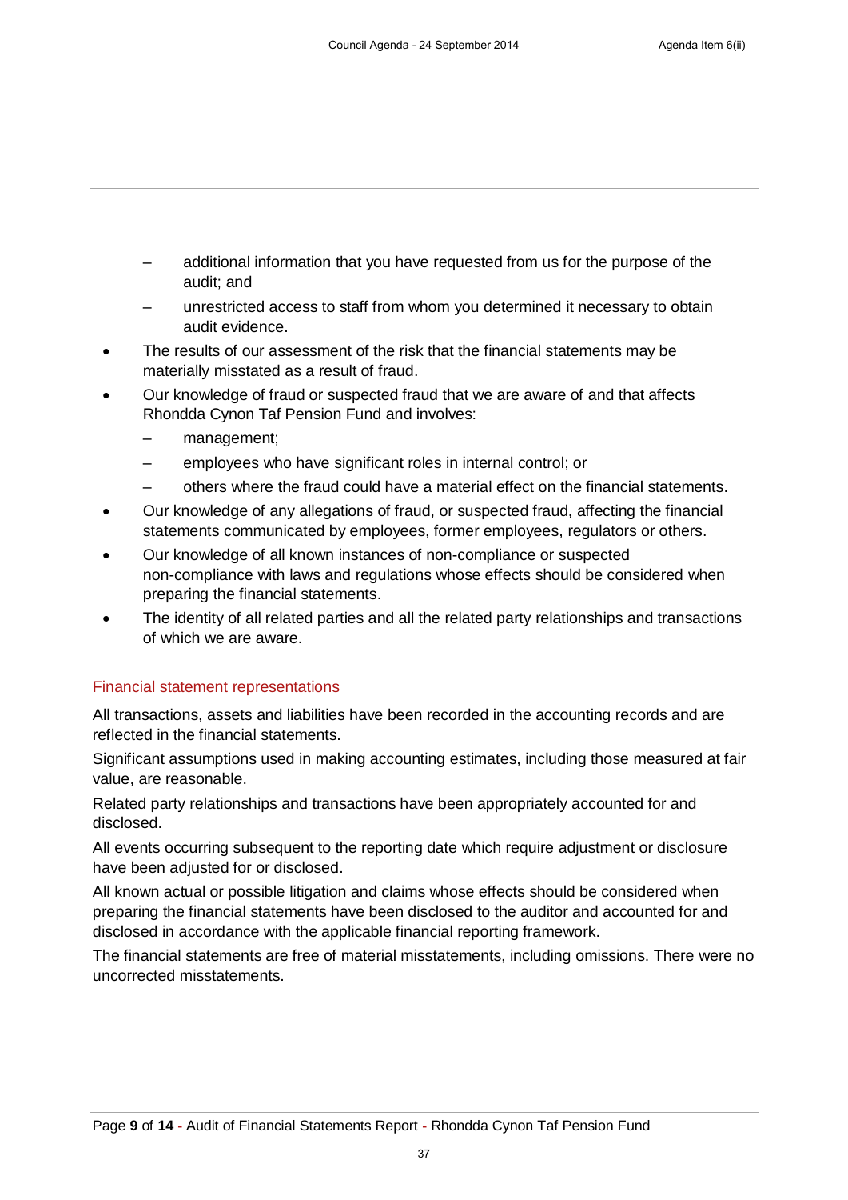- additional information that you have requested from us for the purpose of the audit; and
  - unrestricted access to staff from whom you determined it necessary to obtain audit evidence.
- The results of our assessment of the risk that the financial statements may be materially misstated as a result of fraud.
- Our knowledge of fraud or suspected fraud that we are aware of and that affects Rhondda Cynon Taf Pension Fund and involves:
  - management;
  - employees who have significant roles in internal control; or
  - others where the fraud could have a material effect on the financial statements.
- Our knowledge of any allegations of fraud, or suspected fraud, affecting the financial statements communicated by employees, former employees, regulators or others.
- Our knowledge of all known instances of non-compliance or suspected non-compliance with laws and regulations whose effects should be considered when preparing the financial statements.
- The identity of all related parties and all the related party relationships and transactions of which we are aware.

### Financial statement representations

All transactions, assets and liabilities have been recorded in the accounting records and are reflected in the financial statements.

Significant assumptions used in making accounting estimates, including those measured at fair value, are reasonable.

Related party relationships and transactions have been appropriately accounted for and disclosed.

All events occurring subsequent to the reporting date which require adjustment or disclosure have been adjusted for or disclosed.

All known actual or possible litigation and claims whose effects should be considered when preparing the financial statements have been disclosed to the auditor and accounted for and disclosed in accordance with the applicable financial reporting framework.

The financial statements are free of material misstatements, including omissions. There were no uncorrected misstatements.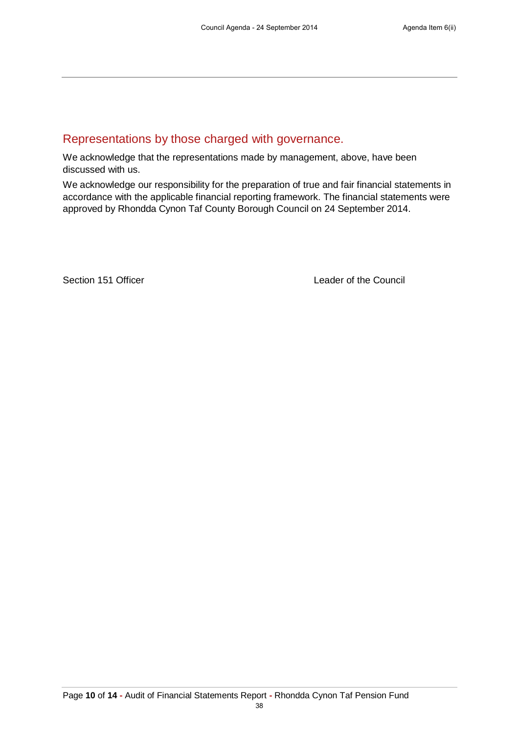## Representations by those charged with governance.

We acknowledge that the representations made by management, above, have been discussed with us.

We acknowledge our responsibility for the preparation of true and fair financial statements in accordance with the applicable financial reporting framework. The financial statements were approved by Rhondda Cynon Taf County Borough Council on 24 September 2014.

Section 151 Officer                                        Leader of the Council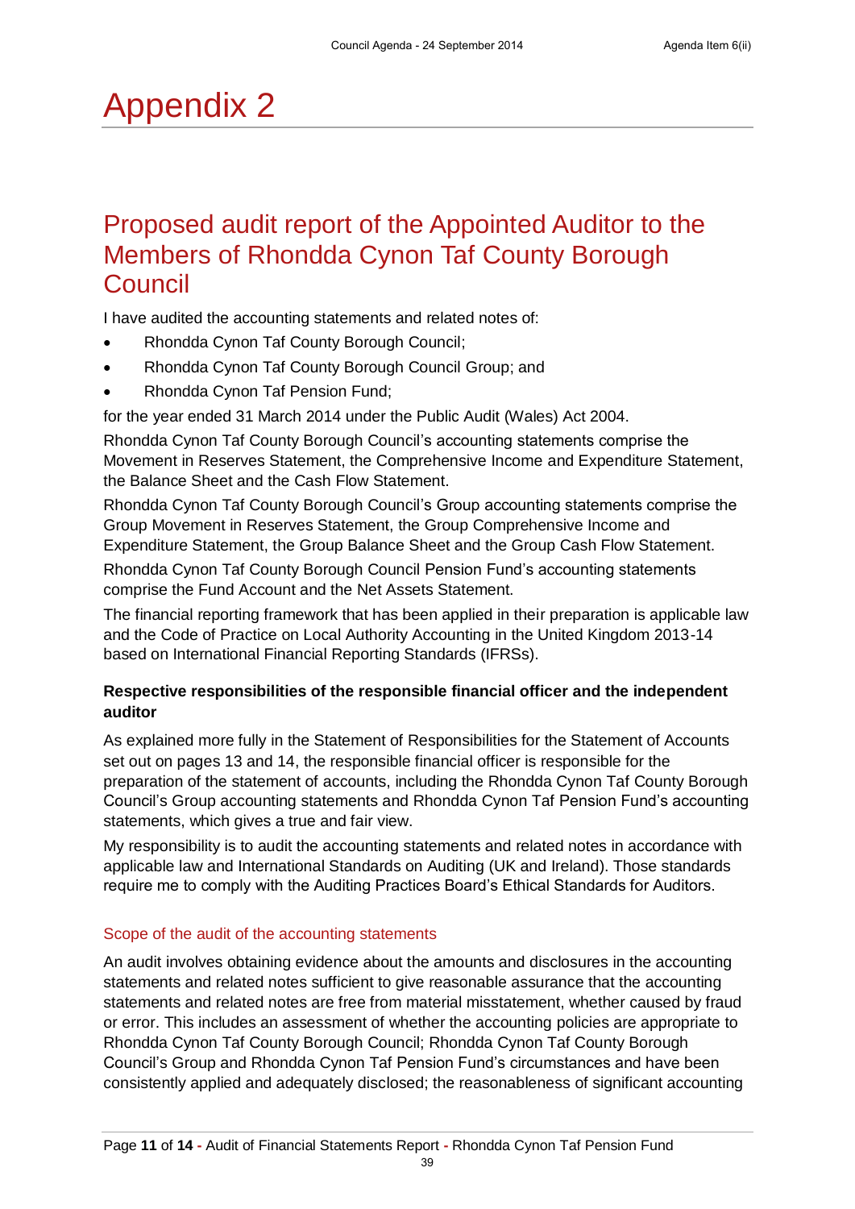# Appendix 2

## Proposed audit report of the Appointed Auditor to the Members of Rhondda Cynon Taf County Borough Council

I have audited the accounting statements and related notes of:

- Rhondda Cynon Taf County Borough Council;
- Rhondda Cynon Taf County Borough Council Group; and
- Rhondda Cynon Taf Pension Fund;

for the year ended 31 March 2014 under the Public Audit (Wales) Act 2004.

Rhondda Cynon Taf County Borough Council's accounting statements comprise the Movement in Reserves Statement, the Comprehensive Income and Expenditure Statement, the Balance Sheet and the Cash Flow Statement.

Rhondda Cynon Taf County Borough Council's Group accounting statements comprise the Group Movement in Reserves Statement, the Group Comprehensive Income and Expenditure Statement, the Group Balance Sheet and the Group Cash Flow Statement.

Rhondda Cynon Taf County Borough Council Pension Fund's accounting statements comprise the Fund Account and the Net Assets Statement.

The financial reporting framework that has been applied in their preparation is applicable law and the Code of Practice on Local Authority Accounting in the United Kingdom 2013-14 based on International Financial Reporting Standards (IFRSs).

**Respective responsibilities of the responsible financial officer and the independent auditor**

As explained more fully in the Statement of Responsibilities for the Statement of Accounts set out on pages 13 and 14, the responsible financial officer is responsible for the preparation of the statement of accounts, including the Rhondda Cynon Taf County Borough Council's Group accounting statements and Rhondda Cynon Taf Pension Fund's accounting statements, which gives a true and fair view.

My responsibility is to audit the accounting statements and related notes in accordance with applicable law and International Standards on Auditing (UK and Ireland). Those standards require me to comply with the Auditing Practices Board's Ethical Standards for Auditors.

### Scope of the audit of the accounting statements

An audit involves obtaining evidence about the amounts and disclosures in the accounting statements and related notes sufficient to give reasonable assurance that the accounting statements and related notes are free from material misstatement, whether caused by fraud or error. This includes an assessment of whether the accounting policies are appropriate to Rhondda Cynon Taf County Borough Council; Rhondda Cynon Taf County Borough Council's Group and Rhondda Cynon Taf Pension Fund's circumstances and have been consistently applied and adequately disclosed; the reasonableness of significant accounting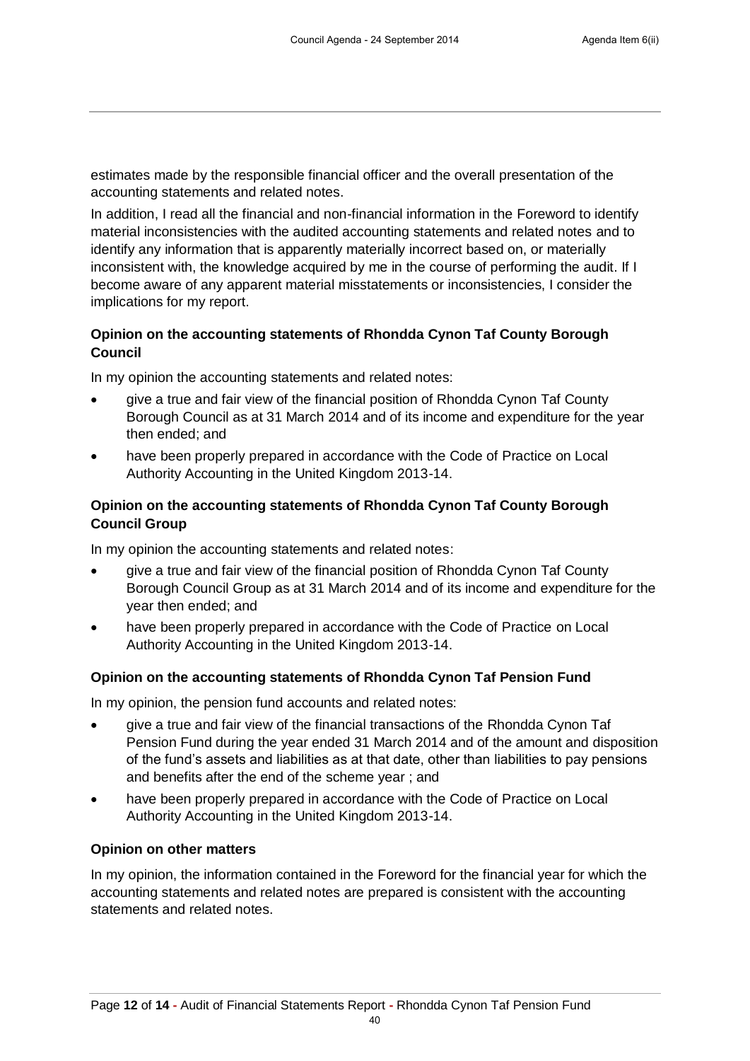estimates made by the responsible financial officer and the overall presentation of the accounting statements and related notes.

In addition, I read all the financial and non-financial information in the Foreword to identify material inconsistencies with the audited accounting statements and related notes and to identify any information that is apparently materially incorrect based on, or materially inconsistent with, the knowledge acquired by me in the course of performing the audit. If I become aware of any apparent material misstatements or inconsistencies, I consider the implications for my report.

**Opinion on the accounting statements of Rhondda Cynon Taf County Borough Council**

In my opinion the accounting statements and related notes:

- give a true and fair view of the financial position of Rhondda Cynon Taf County Borough Council as at 31 March 2014 and of its income and expenditure for the year then ended; and
- have been properly prepared in accordance with the Code of Practice on Local Authority Accounting in the United Kingdom 2013-14.

**Opinion on the accounting statements of Rhondda Cynon Taf County Borough Council Group**

In my opinion the accounting statements and related notes:

- give a true and fair view of the financial position of Rhondda Cynon Taf County Borough Council Group as at 31 March 2014 and of its income and expenditure for the year then ended; and
- have been properly prepared in accordance with the Code of Practice on Local Authority Accounting in the United Kingdom 2013-14.

**Opinion on the accounting statements of Rhondda Cynon Taf Pension Fund**

In my opinion, the pension fund accounts and related notes:

- give a true and fair view of the financial transactions of the Rhondda Cynon Taf Pension Fund during the year ended 31 March 2014 and of the amount and disposition of the fund's assets and liabilities as at that date, other than liabilities to pay pensions and benefits after the end of the scheme year ; and
- have been properly prepared in accordance with the Code of Practice on Local Authority Accounting in the United Kingdom 2013-14.

**Opinion on other matters**

In my opinion, the information contained in the Foreword for the financial year for which the accounting statements and related notes are prepared is consistent with the accounting statements and related notes.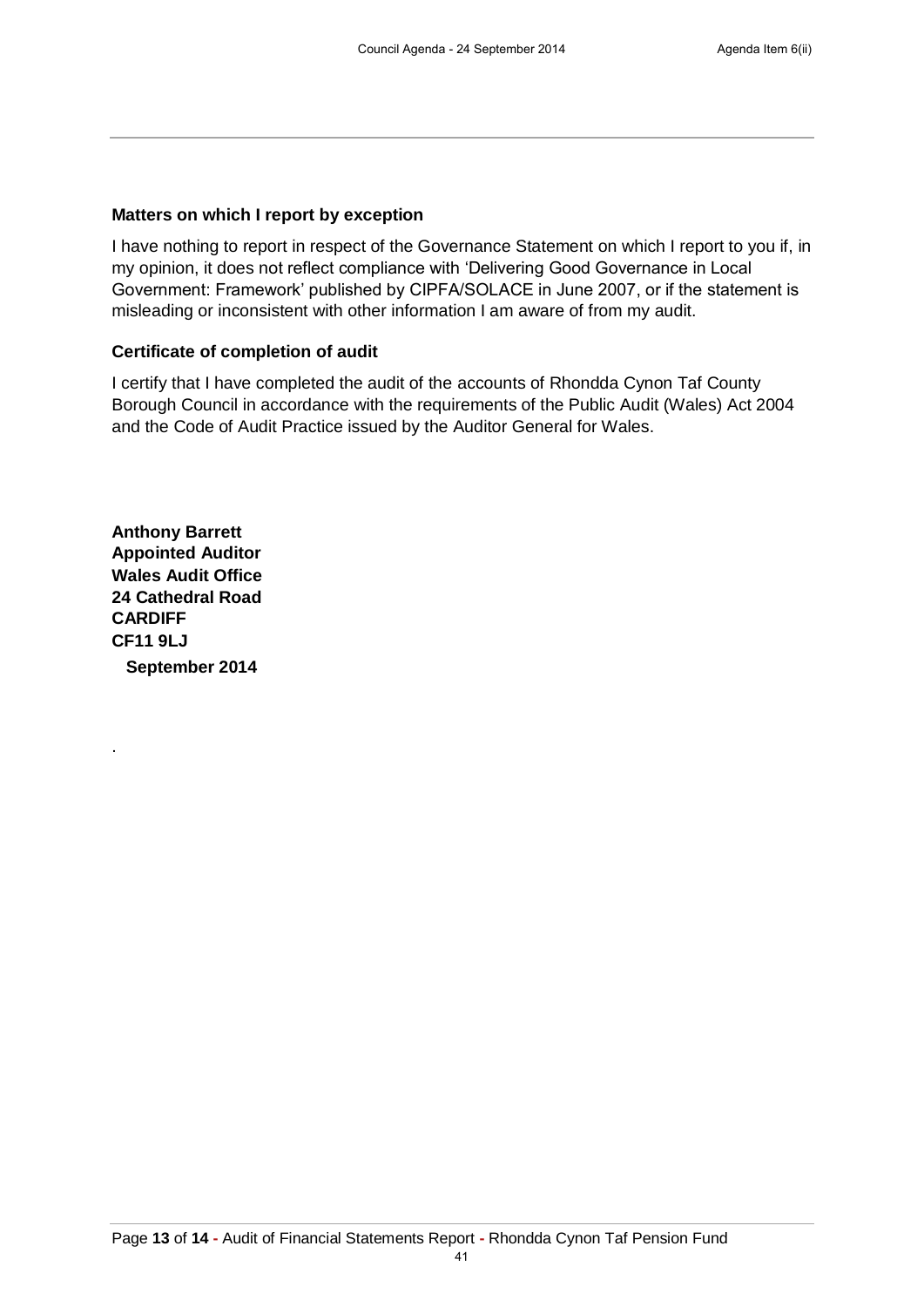**Matters on which I report by exception**

I have nothing to report in respect of the Governance Statement on which I report to you if, in my opinion, it does not reflect compliance with 'Delivering Good Governance in Local Government: Framework' published by CIPFA/SOLACE in June 2007, or if the statement is misleading or inconsistent with other information I am aware of from my audit.

**Certificate of completion of audit**

I certify that I have completed the audit of the accounts of Rhondda Cynon Taf County Borough Council in accordance with the requirements of the Public Audit (Wales) Act 2004 and the Code of Audit Practice issued by the Auditor General for Wales.

**Anthony Barrett**
**Appointed Auditor**
**Wales Audit Office**
**24 Cathedral Road**
**CARDIFF**
**CF11 9LJ**
**September 2014**

.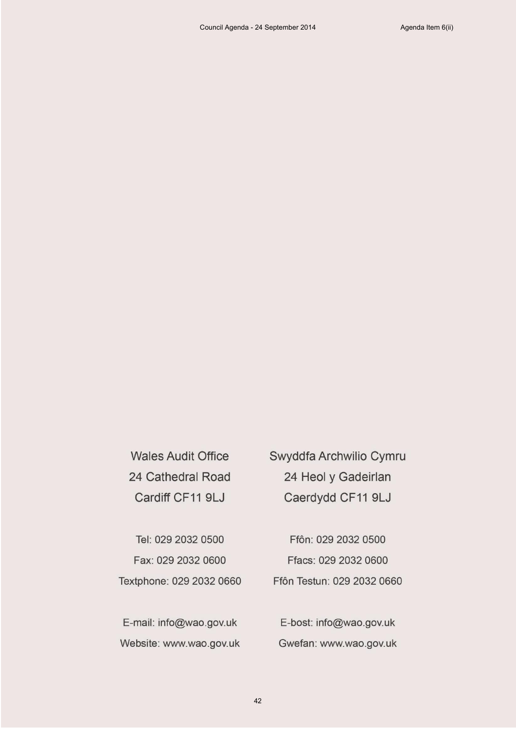Wales Audit Office
24 Cathedral Road
Cardiff CF11 9LJ

Tel: 029 2032 0500
Fax: 029 2032 0600
Textphone: 029 2032 0660

E-mail: info@wao.gov.uk
Website: www.wao.gov.uk

Swyddfa Archwilio Cymru
24 Heol y Gadeirlan
Caerdydd CF11 9LJ

Ffôn: 029 2032 0500
Ffacs: 029 2032 0600
Ffôn Testun: 029 2032 0660

E-bost: info@wao.gov.uk
Gwefan: www.wao.gov.uk